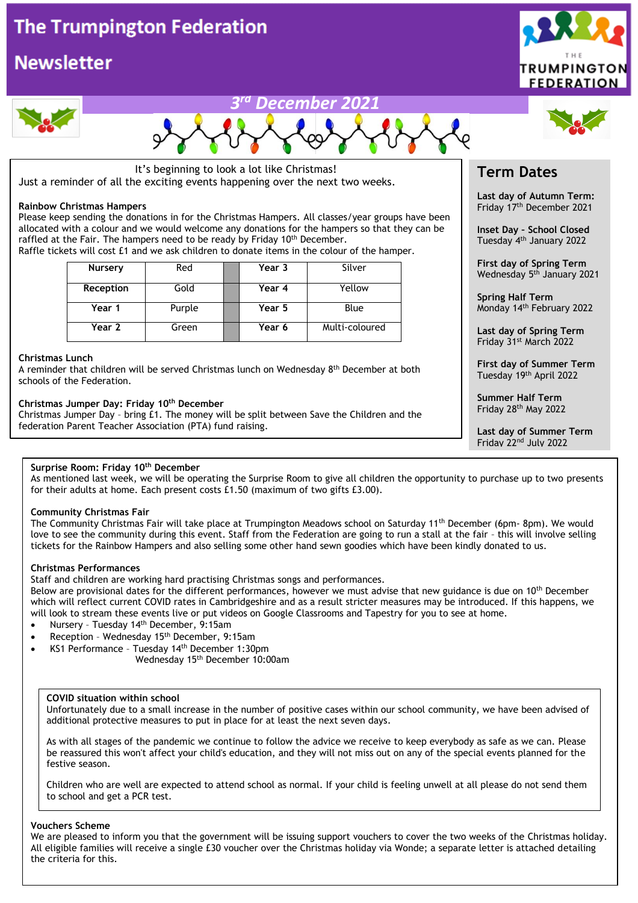# The Trumpington Federation

## Newsletter

THE TRUMPINGTON FEDERATION

### 3rd December 2021

It's beginning to look a lot like Christmas!
Just a reminder of all the exciting events happening over the next two weeks.

**Rainbow Christmas Hampers**
Please keep sending the donations in for the Christmas Hampers. All classes/year groups have been allocated with a colour and we would welcome any donations for the hampers so that they can be raffled at the Fair. The hampers need to be ready by Friday 10th December.
Raffle tickets will cost £1 and we ask children to donate items in the colour of the hamper.

| **Nursery** | Red | | **Year 3** | Silver |
|---|---|---|---|---|
| **Reception** | Gold | | **Year 4** | Yellow |
| **Year 1** | Purple | | **Year 5** | Blue |
| **Year 2** | Green | | **Year 6** | Multi-coloured |

**Christmas Lunch**
A reminder that children will be served Christmas lunch on Wednesday 8th December at both schools of the Federation.

**Christmas Jumper Day: Friday 10th December**
Christmas Jumper Day – bring £1. The money will be split between Save the Children and the federation Parent Teacher Association (PTA) fund raising.

## Term Dates

**Last day of Autumn Term:**
Friday 17th December 2021

**Inset Day - School Closed**
Tuesday 4th January 2022

**First day of Spring Term**
Wednesday 5th January 2021

**Spring Half Term**
Monday 14th February 2022

**Last day of Spring Term**
Friday 31st March 2022

**First day of Summer Term**
Tuesday 19th April 2022

**Summer Half Term**
Friday 28th May 2022

**Last day of Summer Term**
Friday 22nd July 2022

**Surprise Room: Friday 10th December**
As mentioned last week, we will be operating the Surprise Room to give all children the opportunity to purchase up to two presents for their adults at home. Each present costs £1.50 (maximum of two gifts £3.00).

**Community Christmas Fair**
The Community Christmas Fair will take place at Trumpington Meadows school on Saturday 11th December (6pm- 8pm). We would love to see the community during this event. Staff from the Federation are going to run a stall at the fair – this will involve selling tickets for the Rainbow Hampers and also selling some other hand sewn goodies which have been kindly donated to us.

**Christmas Performances**
Staff and children are working hard practising Christmas songs and performances.
Below are provisional dates for the different performances, however we must advise that new guidance is due on 10th December which will reflect current COVID rates in Cambridgeshire and as a result stricter measures may be introduced. If this happens, we will look to stream these events live or put videos on Google Classrooms and Tapestry for you to see at home.

- Nursery – Tuesday 14th December, 9:15am
- Reception – Wednesday 15th December, 9:15am
- KS1 Performance – Tuesday 14th December 1:30pm
  Wednesday 15th December 10:00am

**COVID situation within school**
Unfortunately due to a small increase in the number of positive cases within our school community, we have been advised of additional protective measures to put in place for at least the next seven days.

As with all stages of the pandemic we continue to follow the advice we receive to keep everybody as safe as we can. Please be reassured this won't affect your child's education, and they will not miss out on any of the special events planned for the festive season.

Children who are well are expected to attend school as normal. If your child is feeling unwell at all please do not send them to school and get a PCR test.

**Vouchers Scheme**
We are pleased to inform you that the government will be issuing support vouchers to cover the two weeks of the Christmas holiday. All eligible families will receive a single £30 voucher over the Christmas holiday via Wonde; a separate letter is attached detailing the criteria for this.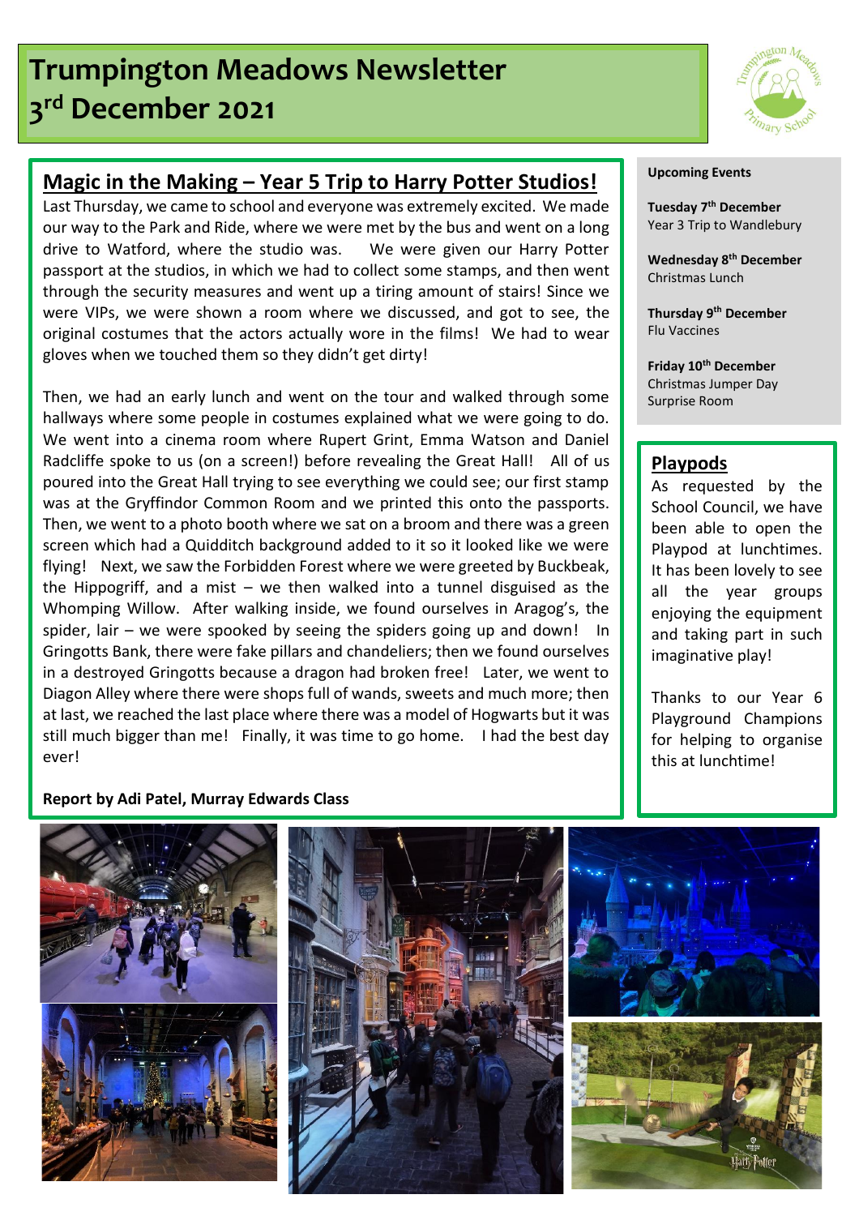# Trumpington Meadows Newsletter 3rd December 2021

## Magic in the Making – Year 5 Trip to Harry Potter Studios!

Last Thursday, we came to school and everyone was extremely excited. We made our way to the Park and Ride, where we were met by the bus and went on a long drive to Watford, where the studio was. We were given our Harry Potter passport at the studios, in which we had to collect some stamps, and then went through the security measures and went up a tiring amount of stairs! Since we were VIPs, we were shown a room where we discussed, and got to see, the original costumes that the actors actually wore in the films! We had to wear gloves when we touched them so they didn't get dirty!

Then, we had an early lunch and went on the tour and walked through some hallways where some people in costumes explained what we were going to do. We went into a cinema room where Rupert Grint, Emma Watson and Daniel Radcliffe spoke to us (on a screen!) before revealing the Great Hall! All of us poured into the Great Hall trying to see everything we could see; our first stamp was at the Gryffindor Common Room and we printed this onto the passports. Then, we went to a photo booth where we sat on a broom and there was a green screen which had a Quidditch background added to it so it looked like we were flying! Next, we saw the Forbidden Forest where we were greeted by Buckbeak, the Hippogriff, and a mist – we then walked into a tunnel disguised as the Whomping Willow. After walking inside, we found ourselves in Aragog's, the spider, lair – we were spooked by seeing the spiders going up and down! In Gringotts Bank, there were fake pillars and chandeliers; then we found ourselves in a destroyed Gringotts because a dragon had broken free! Later, we went to Diagon Alley where there were shops full of wands, sweets and much more; then at last, we reached the last place where there was a model of Hogwarts but it was still much bigger than me! Finally, it was time to go home. I had the best day ever!

**Report by Adi Patel, Murray Edwards Class**

**Upcoming Events**

**Tuesday 7th December**
Year 3 Trip to Wandlebury

**Wednesday 8th December**
Christmas Lunch

**Thursday 9th December**
Flu Vaccines

**Friday 10th December**
Christmas Jumper Day
Surprise Room

## Playpods

As requested by the School Council, we have been able to open the Playpod at lunchtimes. It has been lovely to see all the year groups enjoying the equipment and taking part in such imaginative play!

Thanks to our Year 6 Playground Champions for helping to organise this at lunchtime!